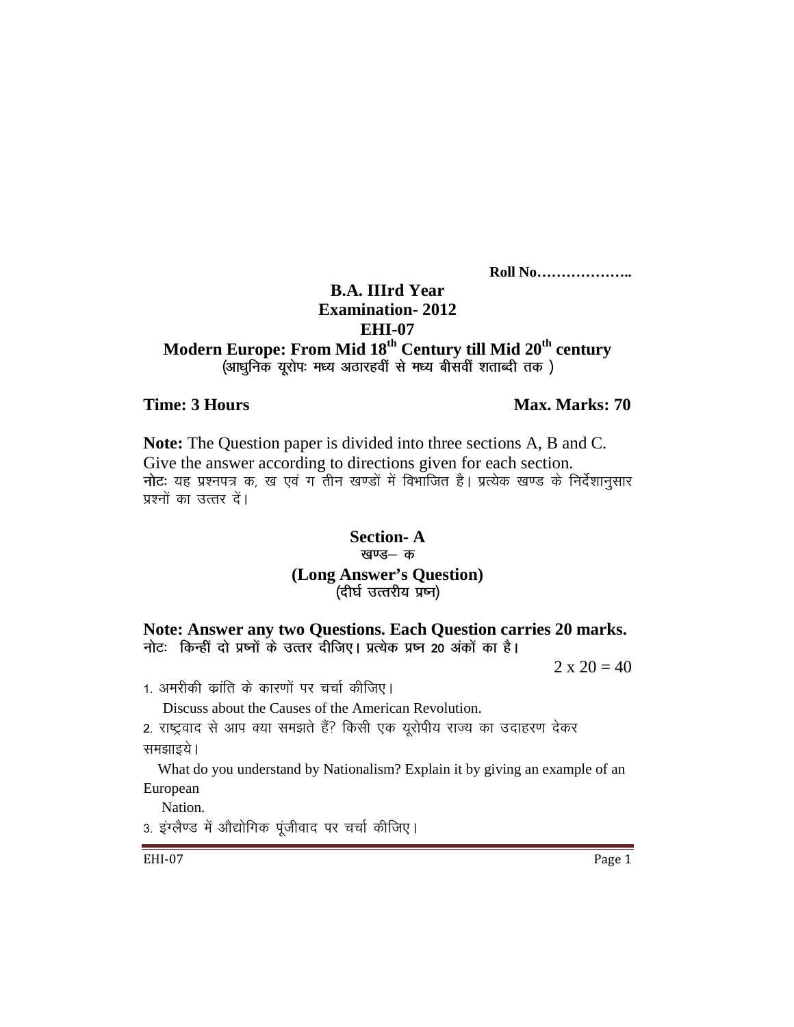**Roll No………………..**

# B.A. IIIrd Year
## Examination- 2012
## EHI-07
## Modern Europe: From Mid 18th Century till Mid 20th century
### (आधुनिक यूरोपः मध्य अठारहवीं से मध्य बीसवीं शताब्दी तक )

**Time: 3 Hours** **Max. Marks: 70**

**Note:** The Question paper is divided into three sections A, B and C. Give the answer according to directions given for each section.

**नोटः** यह प्रश्नपत्र क, ख एवं ग तीन खण्डों में विभाजित है। प्रत्येक खण्ड के निर्देशानुसार प्रश्नों का उत्तर दें।

## Section- A
### खण्ड– क
### (Long Answer's Question)
### (दीर्घ उत्तरीय प्रश्न)

**Note: Answer any two Questions. Each Question carries 20 marks.**

**नोटः किन्हीं दो प्रश्नों के उत्तर दीजिए। प्रत्येक प्रश्न 20 अंकों का है।**

2 x 20 = 40

1. अमरीकी क्रांति के कारणों पर चर्चा कीजिए।

   Discuss about the Causes of the American Revolution.

2. राष्ट्रवाद से आप क्या समझते हैं? किसी एक यूरोपीय राज्य का उदाहरण देकर समझाइये।

   What do you understand by Nationalism? Explain it by giving an example of an European Nation.

3. इंग्लैण्ड में औद्योगिक पूंजीवाद पर चर्चा कीजिए।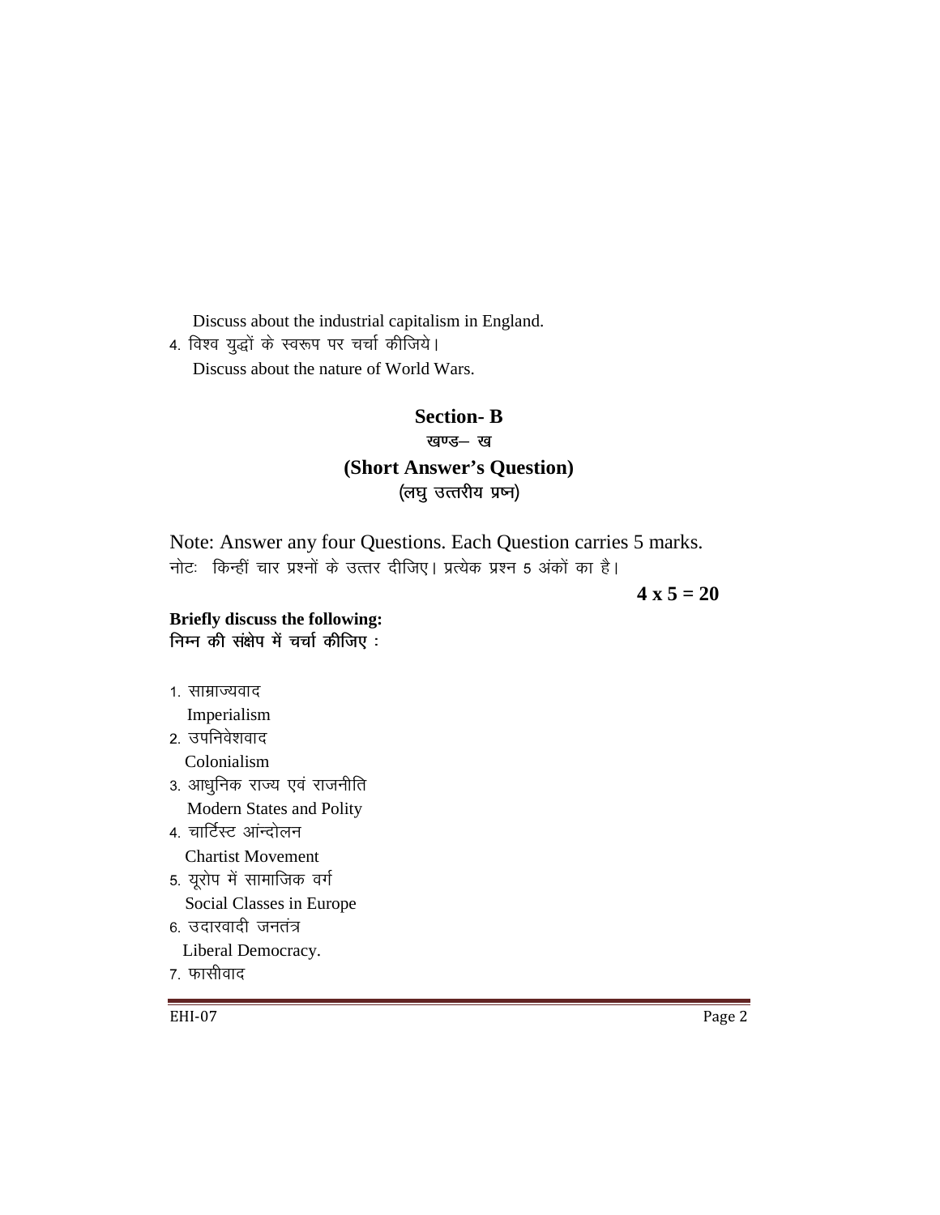Discuss about the industrial capitalism in England.

4. विश्व युद्धों के स्वरूप पर चर्चा कीजिये।

   Discuss about the nature of World Wars.

## Section- B

### खण्ड– ख

### (Short Answer's Question)

### (लघु उत्तरीय प्रष्न)

Note: Answer any four Questions. Each Question carries 5 marks.

नोटः किन्हीं चार प्रश्नों के उत्तर दीजिए। प्रत्येक प्रश्न 5 अंकों का है।

**4 x 5 = 20**

**Briefly discuss the following:**

**निम्न की संक्षेप में चर्चा कीजिए :**

1. साम्राज्यवाद

   Imperialism

2. उपनिवेशवाद

   Colonialism

3. आधुनिक राज्य एवं राजनीति

   Modern States and Polity

4. चार्टिस्ट आंन्दोलन

   Chartist Movement

5. यूरोप में सामाजिक वर्ग

   Social Classes in Europe

6. उदारवादी जनतंत्र

   Liberal Democracy.

7. फासीवाद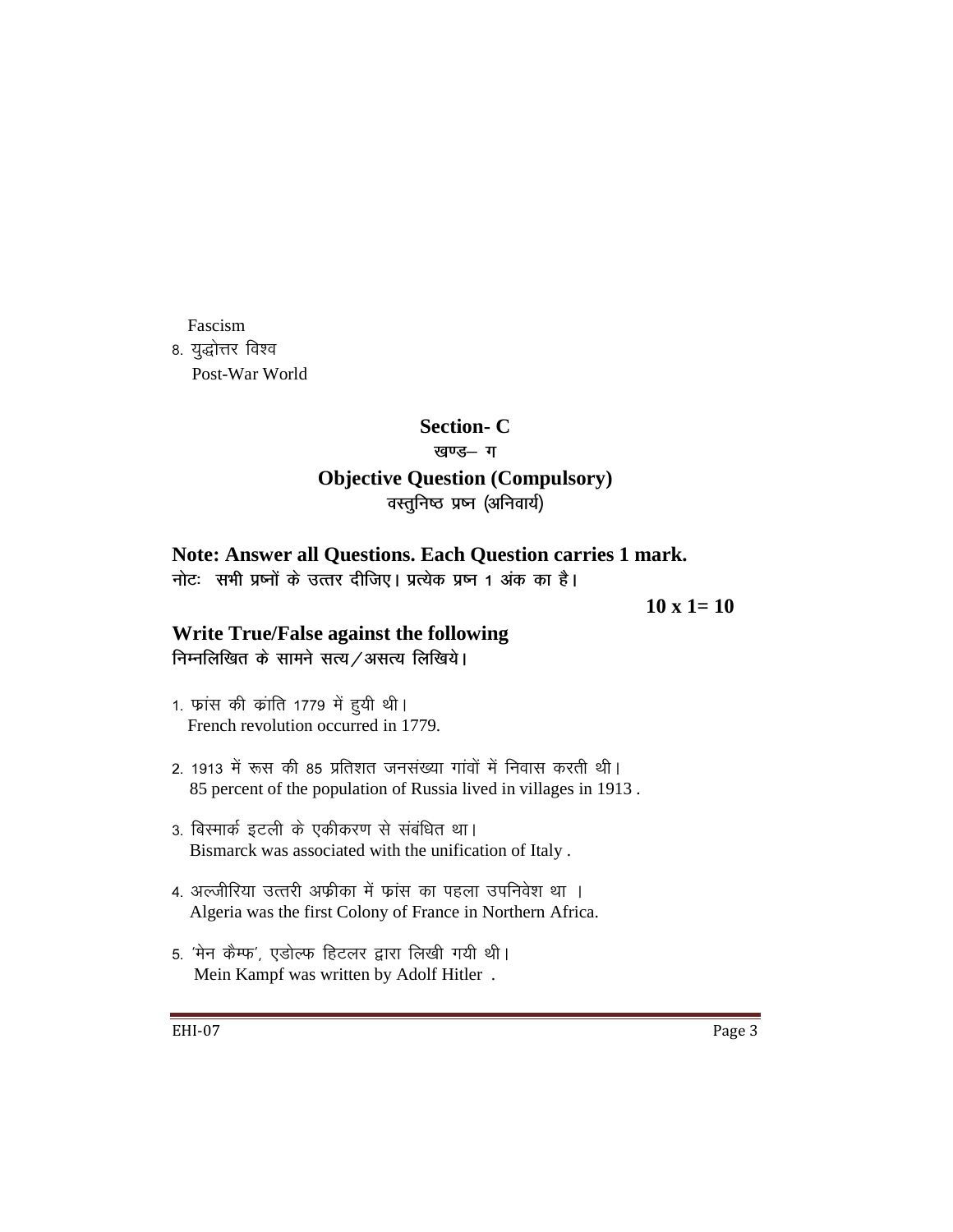Fascism

8. युद्धोत्तर विश्व

Post-War World

## Section- C

### खण्ड– ग

### Objective Question (Compulsory)

### वस्तुनिष्ठ प्रश्न (अनिवार्य)

**Note: Answer all Questions. Each Question carries 1 mark.**

**नोटः सभी प्रश्नों के उत्तर दीजिए। प्रत्येक प्रश्न 1 अंक का है।**

**10 x 1= 10**

**Write True/False against the following**

**निम्नलिखित के सामने सत्य/असत्य लिखिये।**

1. फ्रांस की क्रांति 1779 में हुयी थी।
   French revolution occurred in 1779.

2. 1913 में रूस की 85 प्रतिशत जनसंख्या गांवों में निवास करती थी।
   85 percent of the population of Russia lived in villages in 1913 .

3. बिस्मार्क इटली के एकीकरण से संबंधित था।
   Bismarck was associated with the unification of Italy .

4. अल्जीरिया उत्तरी अफ्रीका में फ्रांस का पहला उपनिवेश था ।
   Algeria was the first Colony of France in Northern Africa.

5. 'मेन कैम्फ', एडोल्फ हिटलर द्वारा लिखी गयी थी।
   Mein Kampf was written by Adolf Hitler .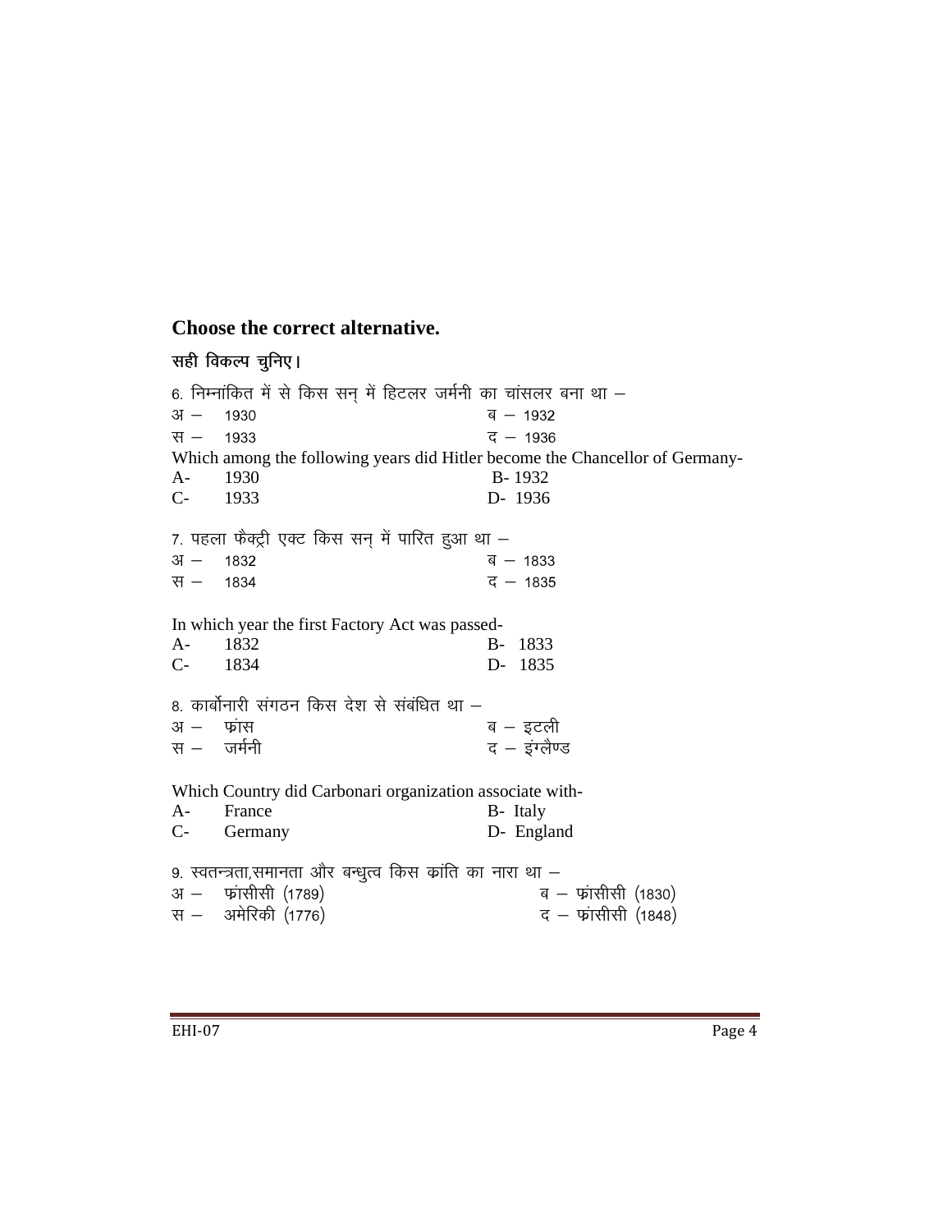**Choose the correct alternative.**

**सही विकल्प चुनिए।**

6. निम्नांकित में से किस सन् में हिटलर जर्मनी का चांसलर बना था –

अ – 1930　　　　ब – 1932

स – 1933　　　　द – 1936

Which among the following years did Hitler become the Chancellor of Germany-

A- 1930　　　　B- 1932

C- 1933　　　　D- 1936

7. पहला फैक्ट्री एक्ट किस सन् में पारित हुआ था –

अ – 1832　　　　ब – 1833

स – 1834　　　　द – 1835

In which year the first Factory Act was passed-

A- 1832　　　　B- 1833

C- 1834　　　　D- 1835

8. कार्बोनारी संगठन किस देश से संबंधित था –

अ – फ्रांस　　　　ब – इटली

स – जर्मनी　　　　द – इंग्लैण्ड

Which Country did Carbonari organization associate with-

A- France　　　　B- Italy

C- Germany　　　　D- England

9. स्वतन्त्रता,समानता और बन्धुत्व किस क्रांति का नारा था –

अ – फ्रांसीसी (1789)　　　　ब – फ्रांसीसी (1830)

स – अमेरिकी (1776)　　　　द – फ्रांसीसी (1848)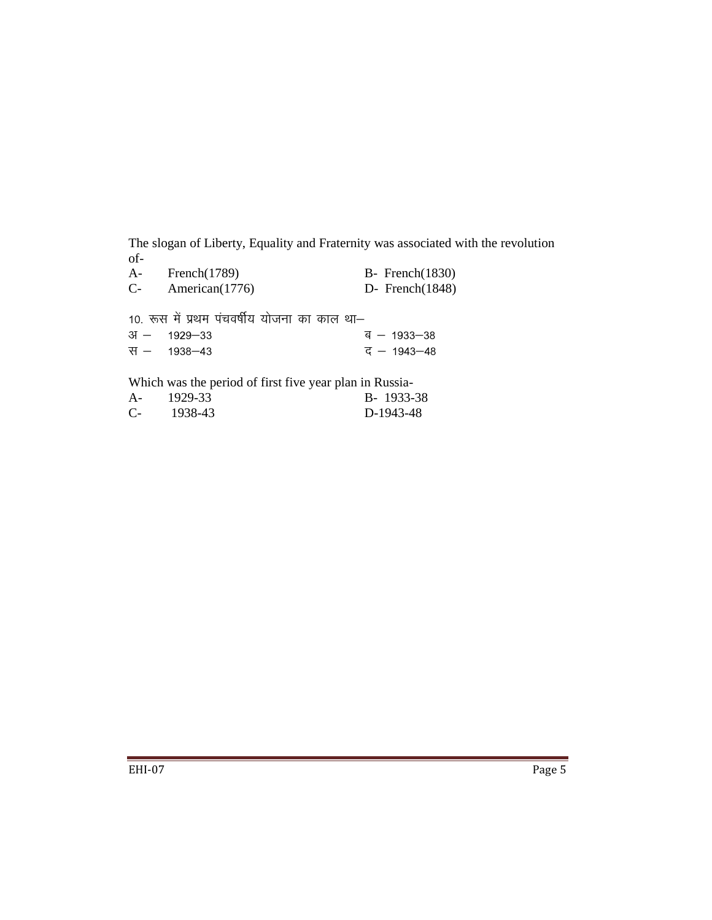The slogan of Liberty, Equality and Fraternity was associated with the revolution of-

A- French(1789) B- French(1830)
C- American(1776) D- French(1848)

10. रूस में प्रथम पंचवर्षीय योजना का काल था–

अ – 1929–33 ब – 1933–38
स – 1938–43 द – 1943–48

Which was the period of first five year plan in Russia-

A- 1929-33 B- 1933-38
C- 1938-43 D-1943-48